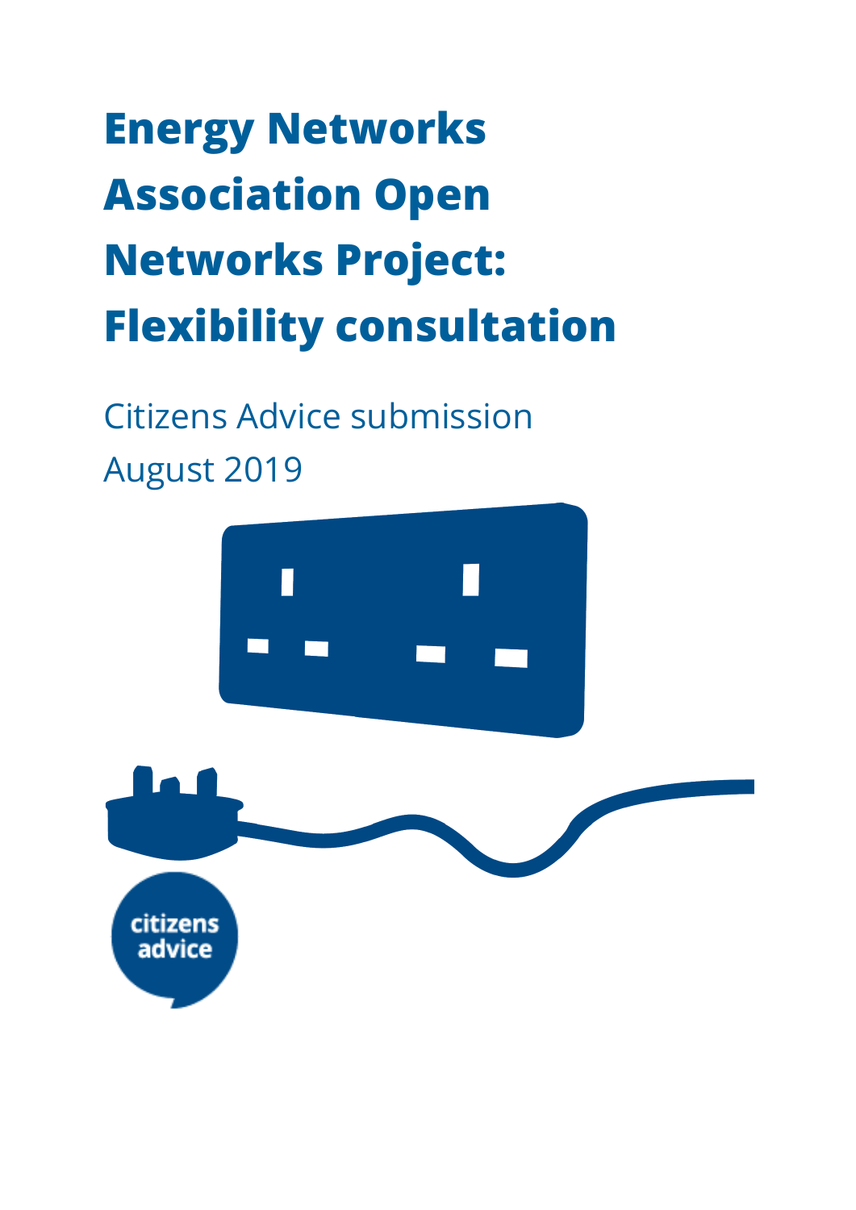# Energy Networks Association Open Networks Project: Flexibility consultation

Citizens Advice submission

August 2019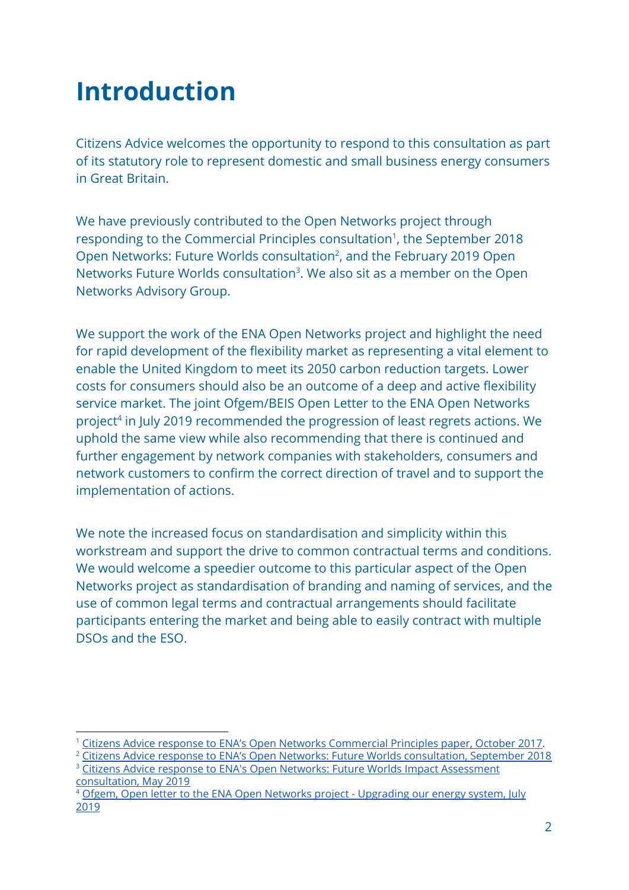# Introduction

Citizens Advice welcomes the opportunity to respond to this consultation as part of its statutory role to represent domestic and small business energy consumers in Great Britain.

We have previously contributed to the Open Networks project through responding to the Commercial Principles consultation[1], the September 2018 Open Networks: Future Worlds consultation[2], and the February 2019 Open Networks Future Worlds consultation[3]. We also sit as a member on the Open Networks Advisory Group.

We support the work of the ENA Open Networks project and highlight the need for rapid development of the flexibility market as representing a vital element to enable the United Kingdom to meet its 2050 carbon reduction targets. Lower costs for consumers should also be an outcome of a deep and active flexibility service market. The joint Ofgem/BEIS Open Letter to the ENA Open Networks project[4] in July 2019 recommended the progression of least regrets actions. We uphold the same view while also recommending that there is continued and further engagement by network companies with stakeholders, consumers and network customers to confirm the correct direction of travel and to support the implementation of actions.

We note the increased focus on standardisation and simplicity within this workstream and support the drive to common contractual terms and conditions. We would welcome a speedier outcome to this particular aspect of the Open Networks project as standardisation of branding and naming of services, and the use of common legal terms and contractual arrangements should facilitate participants entering the market and being able to easily contract with multiple DSOs and the ESO.

---

[1] Citizens Advice response to ENA's Open Networks Commercial Principles paper, October 2017.

[2] Citizens Advice response to ENA's Open Networks: Future Worlds consultation, September 2018

[3] Citizens Advice response to ENA's Open Networks: Future Worlds Impact Assessment consultation, May 2019

[4] Ofgem, Open letter to the ENA Open Networks project - Upgrading our energy system, July 2019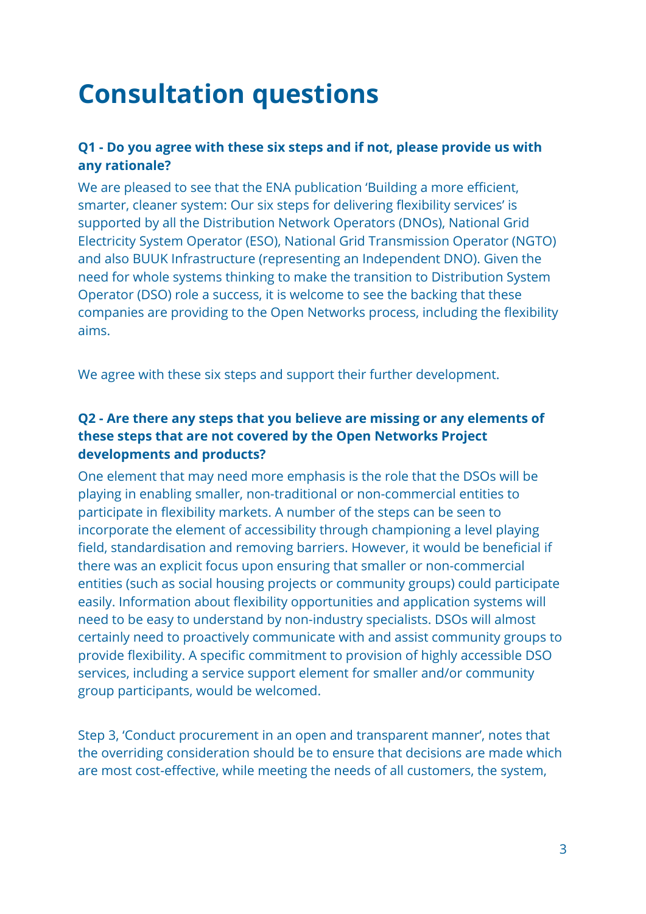# Consultation questions

**Q1 - Do you agree with these six steps and if not, please provide us with any rationale?**

We are pleased to see that the ENA publication 'Building a more efficient, smarter, cleaner system: Our six steps for delivering flexibility services' is supported by all the Distribution Network Operators (DNOs), National Grid Electricity System Operator (ESO), National Grid Transmission Operator (NGTO) and also BUUK Infrastructure (representing an Independent DNO). Given the need for whole systems thinking to make the transition to Distribution System Operator (DSO) role a success, it is welcome to see the backing that these companies are providing to the Open Networks process, including the flexibility aims.

We agree with these six steps and support their further development.

**Q2 - Are there any steps that you believe are missing or any elements of these steps that are not covered by the Open Networks Project developments and products?**

One element that may need more emphasis is the role that the DSOs will be playing in enabling smaller, non-traditional or non-commercial entities to participate in flexibility markets. A number of the steps can be seen to incorporate the element of accessibility through championing a level playing field, standardisation and removing barriers. However, it would be beneficial if there was an explicit focus upon ensuring that smaller or non-commercial entities (such as social housing projects or community groups) could participate easily. Information about flexibility opportunities and application systems will need to be easy to understand by non-industry specialists. DSOs will almost certainly need to proactively communicate with and assist community groups to provide flexibility. A specific commitment to provision of highly accessible DSO services, including a service support element for smaller and/or community group participants, would be welcomed.

Step 3, 'Conduct procurement in an open and transparent manner', notes that the overriding consideration should be to ensure that decisions are made which are most cost-effective, while meeting the needs of all customers, the system,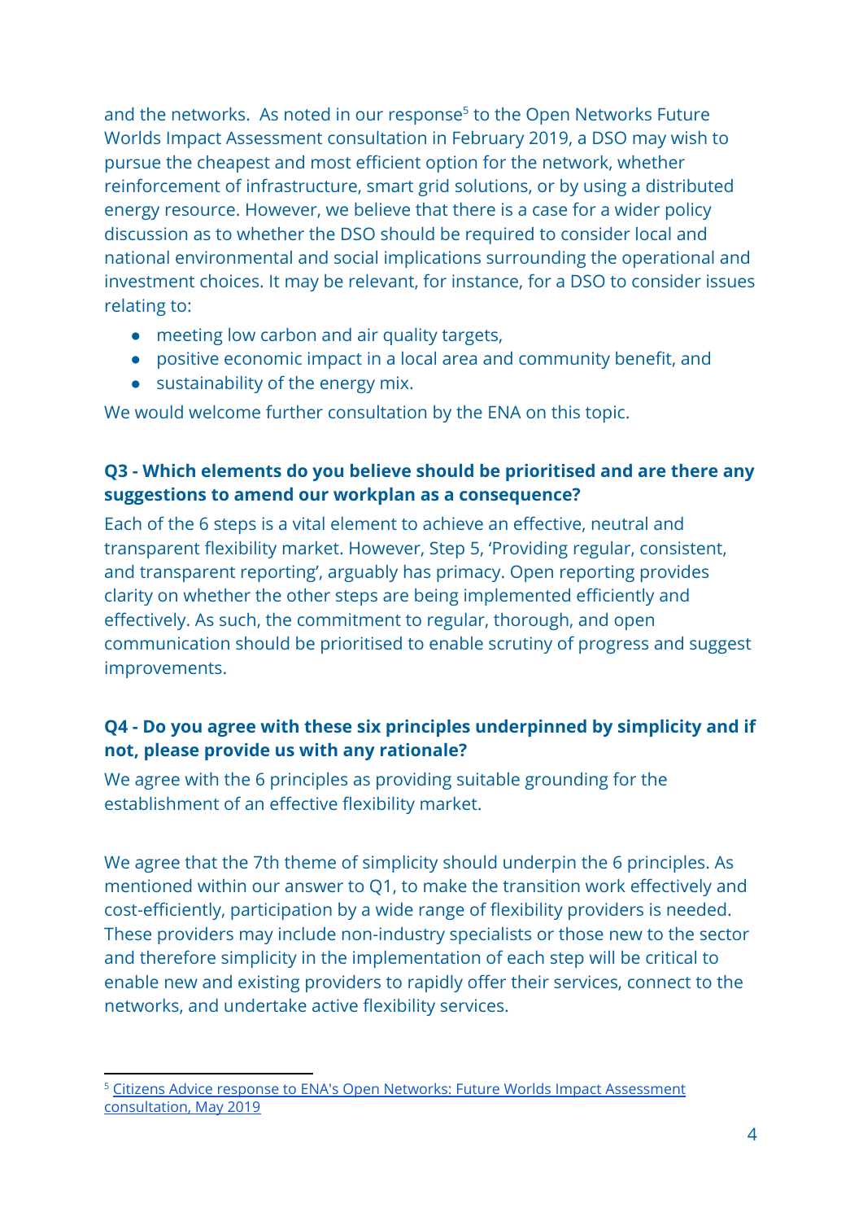and the networks. As noted in our response[5] to the Open Networks Future Worlds Impact Assessment consultation in February 2019, a DSO may wish to pursue the cheapest and most efficient option for the network, whether reinforcement of infrastructure, smart grid solutions, or by using a distributed energy resource. However, we believe that there is a case for a wider policy discussion as to whether the DSO should be required to consider local and national environmental and social implications surrounding the operational and investment choices. It may be relevant, for instance, for a DSO to consider issues relating to:

- meeting low carbon and air quality targets,
- positive economic impact in a local area and community benefit, and
- sustainability of the energy mix.

We would welcome further consultation by the ENA on this topic.

### Q3 - Which elements do you believe should be prioritised and are there any suggestions to amend our workplan as a consequence?

Each of the 6 steps is a vital element to achieve an effective, neutral and transparent flexibility market. However, Step 5, 'Providing regular, consistent, and transparent reporting', arguably has primacy. Open reporting provides clarity on whether the other steps are being implemented efficiently and effectively. As such, the commitment to regular, thorough, and open communication should be prioritised to enable scrutiny of progress and suggest improvements.

### Q4 - Do you agree with these six principles underpinned by simplicity and if not, please provide us with any rationale?

We agree with the 6 principles as providing suitable grounding for the establishment of an effective flexibility market.

We agree that the 7th theme of simplicity should underpin the 6 principles. As mentioned within our answer to Q1, to make the transition work effectively and cost-efficiently, participation by a wide range of flexibility providers is needed. These providers may include non-industry specialists or those new to the sector and therefore simplicity in the implementation of each step will be critical to enable new and existing providers to rapidly offer their services, connect to the networks, and undertake active flexibility services.

---

[5] Citizens Advice response to ENA's Open Networks: Future Worlds Impact Assessment consultation, May 2019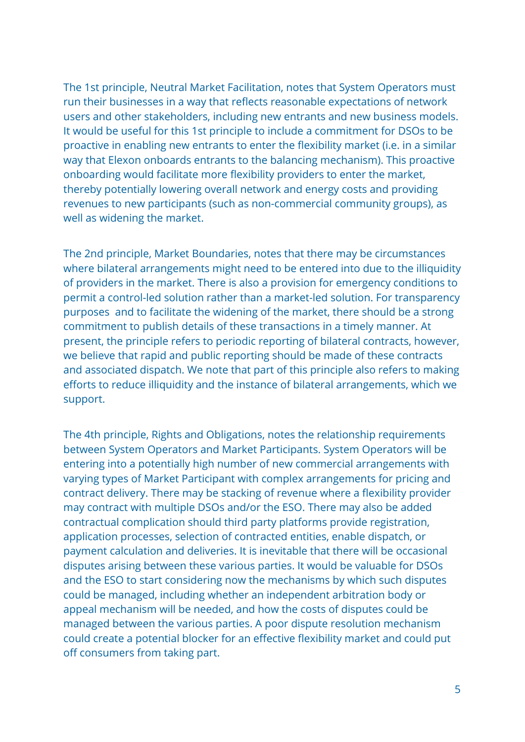The 1st principle, Neutral Market Facilitation, notes that System Operators must run their businesses in a way that reflects reasonable expectations of network users and other stakeholders, including new entrants and new business models. It would be useful for this 1st principle to include a commitment for DSOs to be proactive in enabling new entrants to enter the flexibility market (i.e. in a similar way that Elexon onboards entrants to the balancing mechanism). This proactive onboarding would facilitate more flexibility providers to enter the market, thereby potentially lowering overall network and energy costs and providing revenues to new participants (such as non-commercial community groups), as well as widening the market.

The 2nd principle, Market Boundaries, notes that there may be circumstances where bilateral arrangements might need to be entered into due to the illiquidity of providers in the market. There is also a provision for emergency conditions to permit a control-led solution rather than a market-led solution. For transparency purposes and to facilitate the widening of the market, there should be a strong commitment to publish details of these transactions in a timely manner. At present, the principle refers to periodic reporting of bilateral contracts, however, we believe that rapid and public reporting should be made of these contracts and associated dispatch. We note that part of this principle also refers to making efforts to reduce illiquidity and the instance of bilateral arrangements, which we support.

The 4th principle, Rights and Obligations, notes the relationship requirements between System Operators and Market Participants. System Operators will be entering into a potentially high number of new commercial arrangements with varying types of Market Participant with complex arrangements for pricing and contract delivery. There may be stacking of revenue where a flexibility provider may contract with multiple DSOs and/or the ESO. There may also be added contractual complication should third party platforms provide registration, application processes, selection of contracted entities, enable dispatch, or payment calculation and deliveries. It is inevitable that there will be occasional disputes arising between these various parties. It would be valuable for DSOs and the ESO to start considering now the mechanisms by which such disputes could be managed, including whether an independent arbitration body or appeal mechanism will be needed, and how the costs of disputes could be managed between the various parties. A poor dispute resolution mechanism could create a potential blocker for an effective flexibility market and could put off consumers from taking part.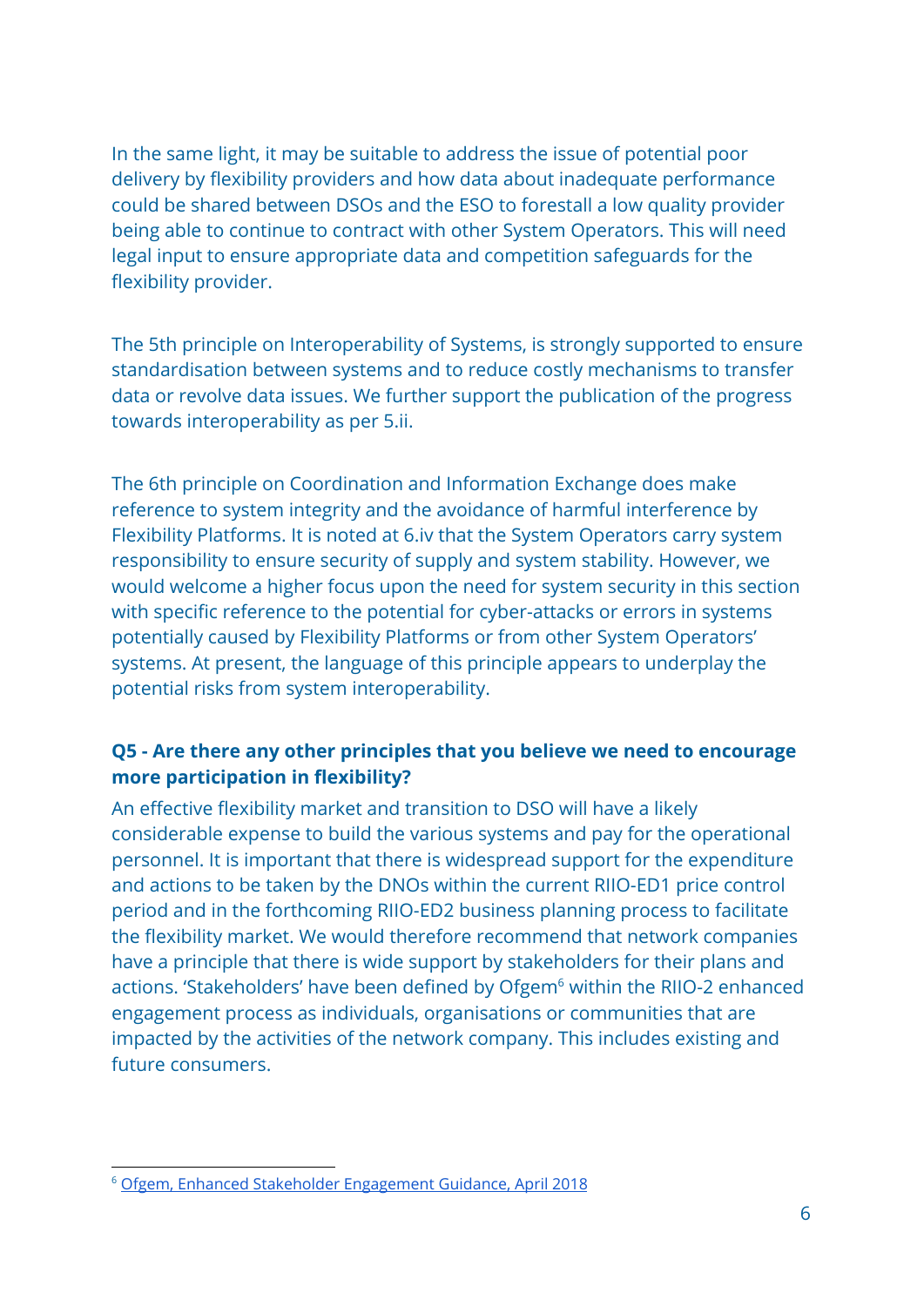In the same light, it may be suitable to address the issue of potential poor delivery by flexibility providers and how data about inadequate performance could be shared between DSOs and the ESO to forestall a low quality provider being able to continue to contract with other System Operators. This will need legal input to ensure appropriate data and competition safeguards for the flexibility provider.

The 5th principle on Interoperability of Systems, is strongly supported to ensure standardisation between systems and to reduce costly mechanisms to transfer data or revolve data issues. We further support the publication of the progress towards interoperability as per 5.ii.

The 6th principle on Coordination and Information Exchange does make reference to system integrity and the avoidance of harmful interference by Flexibility Platforms. It is noted at 6.iv that the System Operators carry system responsibility to ensure security of supply and system stability. However, we would welcome a higher focus upon the need for system security in this section with specific reference to the potential for cyber-attacks or errors in systems potentially caused by Flexibility Platforms or from other System Operators' systems. At present, the language of this principle appears to underplay the potential risks from system interoperability.

**Q5 - Are there any other principles that you believe we need to encourage more participation in flexibility?**

An effective flexibility market and transition to DSO will have a likely considerable expense to build the various systems and pay for the operational personnel. It is important that there is widespread support for the expenditure and actions to be taken by the DNOs within the current RIIO-ED1 price control period and in the forthcoming RIIO-ED2 business planning process to facilitate the flexibility market. We would therefore recommend that network companies have a principle that there is wide support by stakeholders for their plans and actions. 'Stakeholders' have been defined by Ofgem[6] within the RIIO-2 enhanced engagement process as individuals, organisations or communities that are impacted by the activities of the network company. This includes existing and future consumers.

---

[6] Ofgem, Enhanced Stakeholder Engagement Guidance, April 2018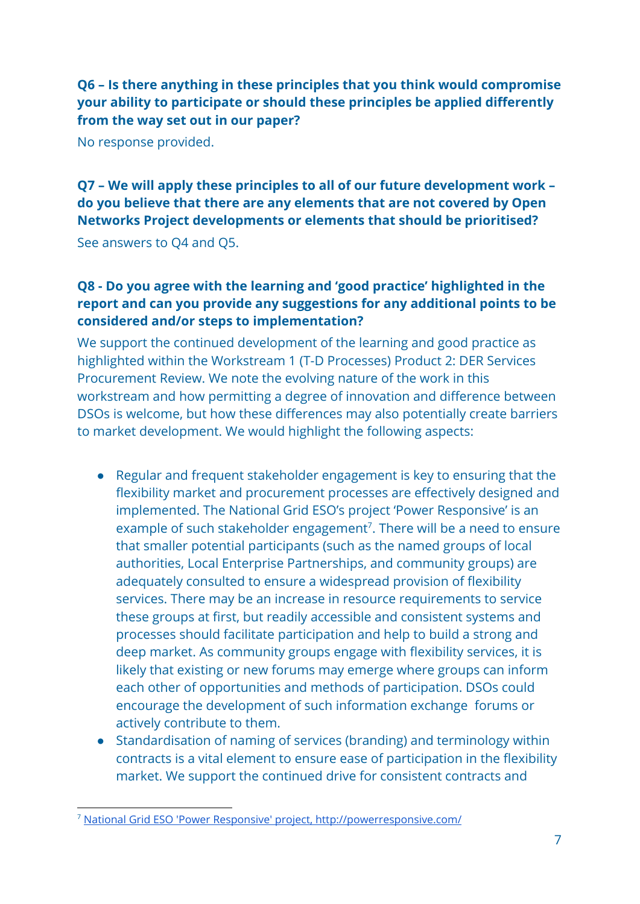**Q6 – Is there anything in these principles that you think would compromise your ability to participate or should these principles be applied differently from the way set out in our paper?**

No response provided.

**Q7 – We will apply these principles to all of our future development work – do you believe that there are any elements that are not covered by Open Networks Project developments or elements that should be prioritised?**

See answers to Q4 and Q5.

**Q8 - Do you agree with the learning and 'good practice' highlighted in the report and can you provide any suggestions for any additional points to be considered and/or steps to implementation?**

We support the continued development of the learning and good practice as highlighted within the Workstream 1 (T-D Processes) Product 2: DER Services Procurement Review. We note the evolving nature of the work in this workstream and how permitting a degree of innovation and difference between DSOs is welcome, but how these differences may also potentially create barriers to market development. We would highlight the following aspects:

- Regular and frequent stakeholder engagement is key to ensuring that the flexibility market and procurement processes are effectively designed and implemented. The National Grid ESO's project 'Power Responsive' is an example of such stakeholder engagement[7]. There will be a need to ensure that smaller potential participants (such as the named groups of local authorities, Local Enterprise Partnerships, and community groups) are adequately consulted to ensure a widespread provision of flexibility services. There may be an increase in resource requirements to service these groups at first, but readily accessible and consistent systems and processes should facilitate participation and help to build a strong and deep market. As community groups engage with flexibility services, it is likely that existing or new forums may emerge where groups can inform each other of opportunities and methods of participation. DSOs could encourage the development of such information exchange forums or actively contribute to them.
- Standardisation of naming of services (branding) and terminology within contracts is a vital element to ensure ease of participation in the flexibility market. We support the continued drive for consistent contracts and

[7] National Grid ESO 'Power Responsive' project, http://powerresponsive.com/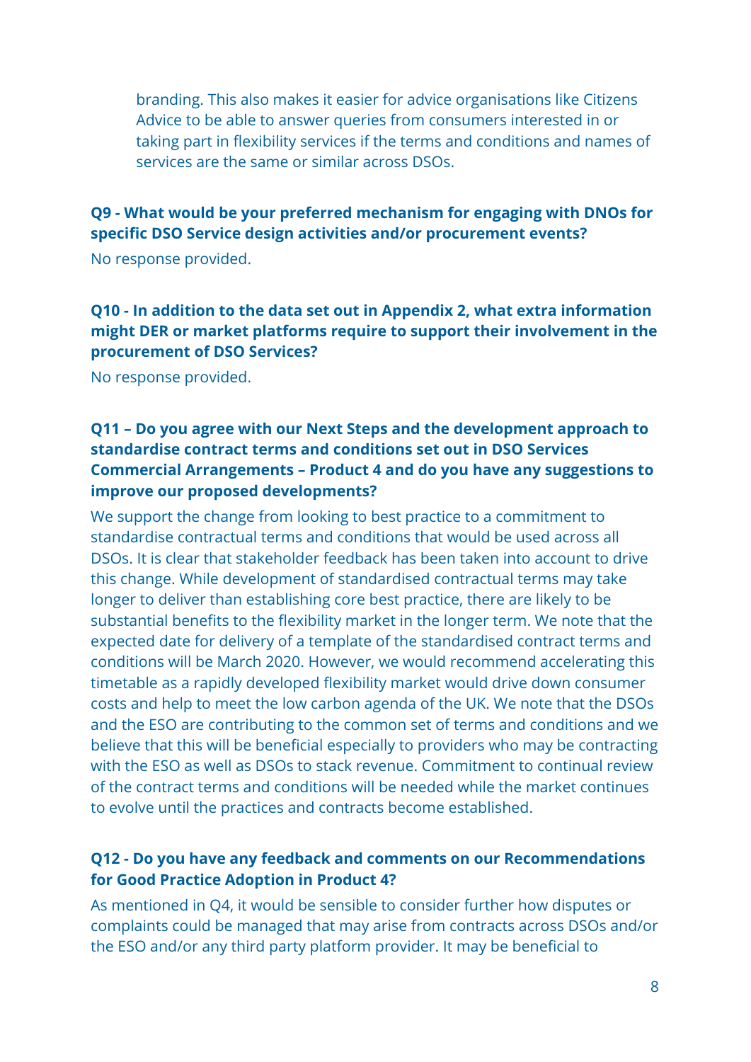branding. This also makes it easier for advice organisations like Citizens Advice to be able to answer queries from consumers interested in or taking part in flexibility services if the terms and conditions and names of services are the same or similar across DSOs.

**Q9 - What would be your preferred mechanism for engaging with DNOs for specific DSO Service design activities and/or procurement events?**

No response provided.

**Q10 - In addition to the data set out in Appendix 2, what extra information might DER or market platforms require to support their involvement in the procurement of DSO Services?**

No response provided.

**Q11 – Do you agree with our Next Steps and the development approach to standardise contract terms and conditions set out in DSO Services Commercial Arrangements – Product 4 and do you have any suggestions to improve our proposed developments?**

We support the change from looking to best practice to a commitment to standardise contractual terms and conditions that would be used across all DSOs. It is clear that stakeholder feedback has been taken into account to drive this change. While development of standardised contractual terms may take longer to deliver than establishing core best practice, there are likely to be substantial benefits to the flexibility market in the longer term. We note that the expected date for delivery of a template of the standardised contract terms and conditions will be March 2020. However, we would recommend accelerating this timetable as a rapidly developed flexibility market would drive down consumer costs and help to meet the low carbon agenda of the UK. We note that the DSOs and the ESO are contributing to the common set of terms and conditions and we believe that this will be beneficial especially to providers who may be contracting with the ESO as well as DSOs to stack revenue. Commitment to continual review of the contract terms and conditions will be needed while the market continues to evolve until the practices and contracts become established.

**Q12 - Do you have any feedback and comments on our Recommendations for Good Practice Adoption in Product 4?**

As mentioned in Q4, it would be sensible to consider further how disputes or complaints could be managed that may arise from contracts across DSOs and/or the ESO and/or any third party platform provider. It may be beneficial to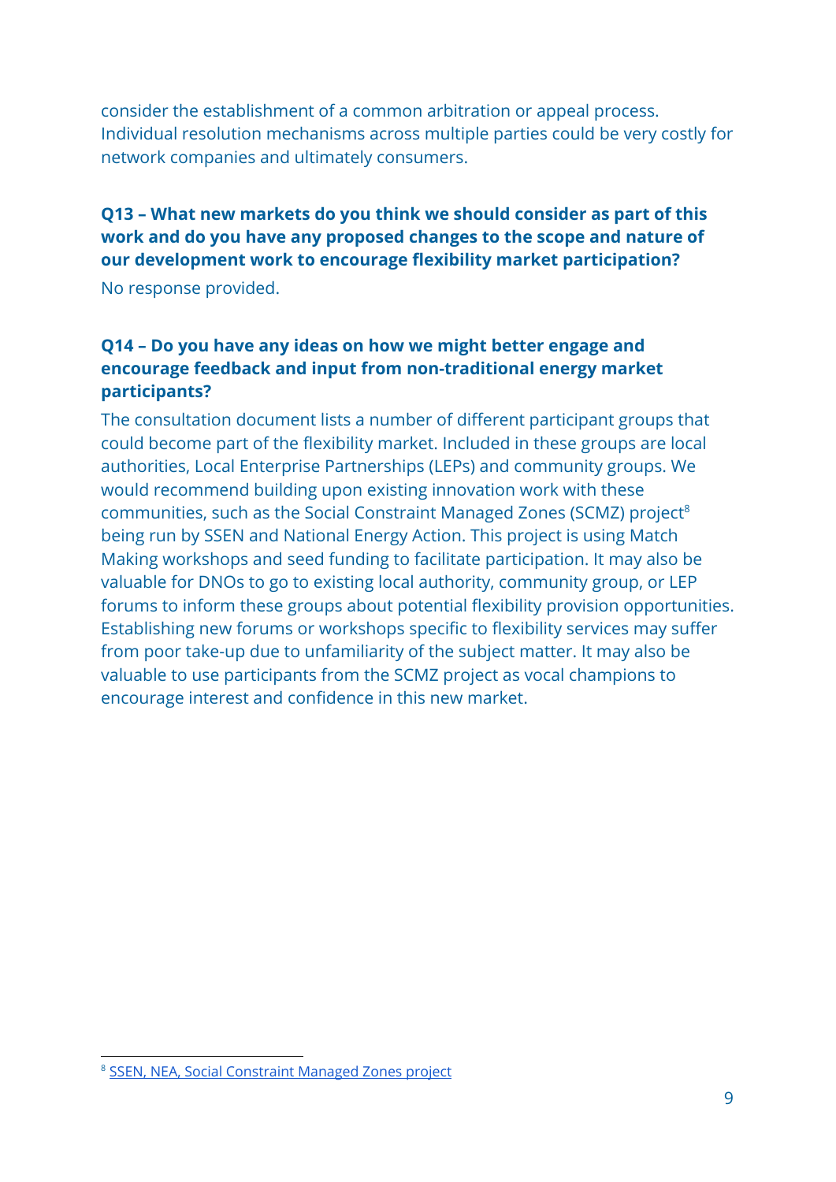consider the establishment of a common arbitration or appeal process. Individual resolution mechanisms across multiple parties could be very costly for network companies and ultimately consumers.

**Q13 – What new markets do you think we should consider as part of this work and do you have any proposed changes to the scope and nature of our development work to encourage flexibility market participation?**

No response provided.

**Q14 – Do you have any ideas on how we might better engage and encourage feedback and input from non-traditional energy market participants?**

The consultation document lists a number of different participant groups that could become part of the flexibility market. Included in these groups are local authorities, Local Enterprise Partnerships (LEPs) and community groups. We would recommend building upon existing innovation work with these communities, such as the Social Constraint Managed Zones (SCMZ) project[8] being run by SSEN and National Energy Action. This project is using Match Making workshops and seed funding to facilitate participation. It may also be valuable for DNOs to go to existing local authority, community group, or LEP forums to inform these groups about potential flexibility provision opportunities. Establishing new forums or workshops specific to flexibility services may suffer from poor take-up due to unfamiliarity of the subject matter. It may also be valuable to use participants from the SCMZ project as vocal champions to encourage interest and confidence in this new market.

[8] SSEN, NEA, Social Constraint Managed Zones project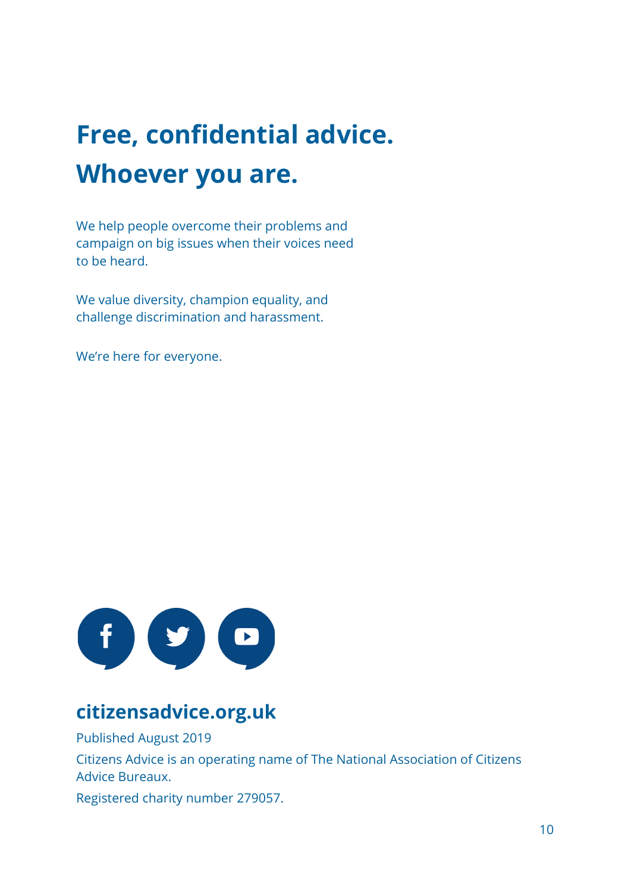# Free, confidential advice. Whoever you are.

We help people overcome their problems and campaign on big issues when their voices need to be heard.

We value diversity, champion equality, and challenge discrimination and harassment.

We're here for everyone.

## citizensadvice.org.uk

Published August 2019

Citizens Advice is an operating name of The National Association of Citizens Advice Bureaux.

Registered charity number 279057.